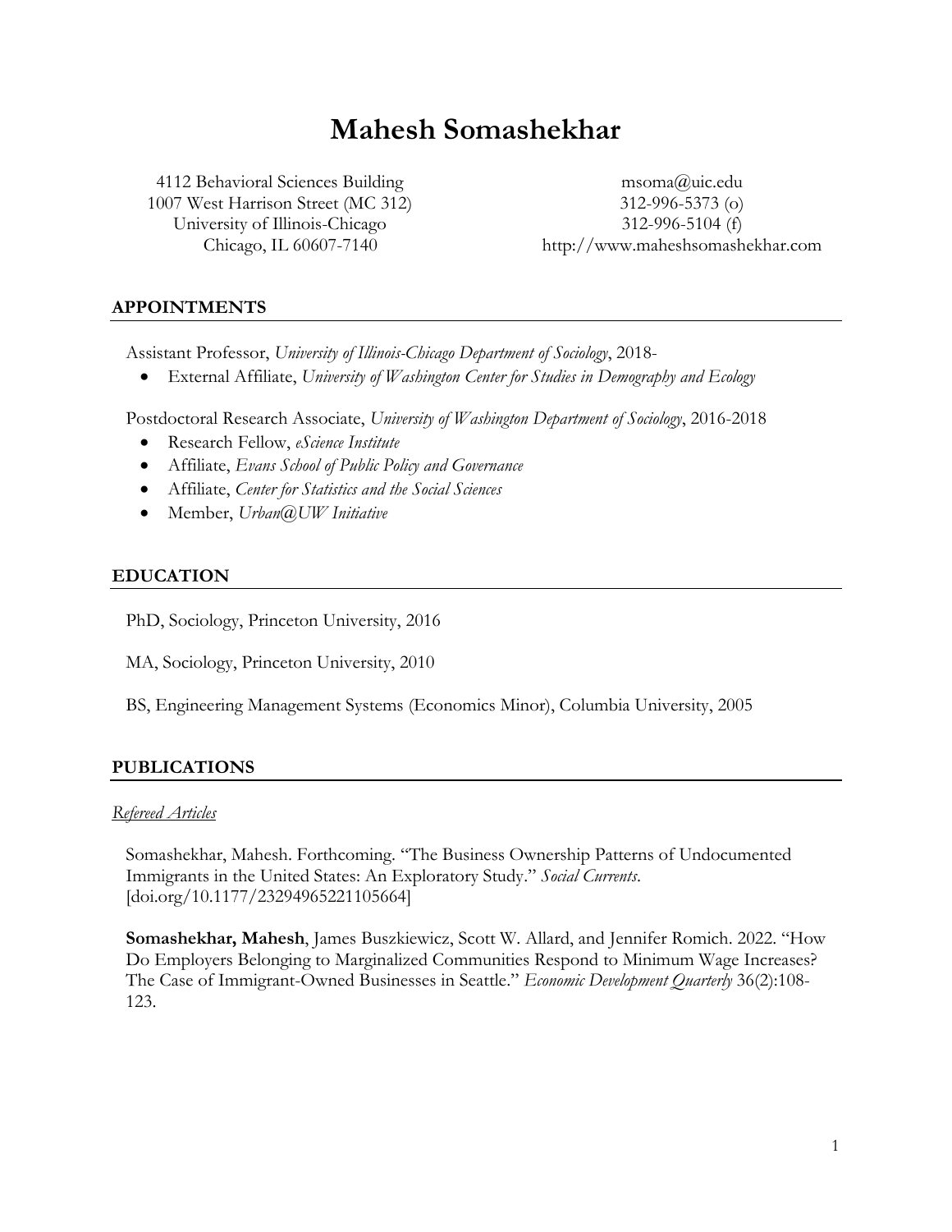# Mahesh Somashekhar

4112 Behavioral Sciences Building
1007 West Harrison Street (MC 312)
University of Illinois-Chicago
Chicago, IL 60607-7140

msoma@uic.edu
312-996-5373 (o)
312-996-5104 (f)
http://www.maheshsomashekhar.com

## APPOINTMENTS

Assistant Professor, *University of Illinois-Chicago Department of Sociology*, 2018-

- External Affiliate, *University of Washington Center for Studies in Demography and Ecology*

Postdoctoral Research Associate, *University of Washington Department of Sociology*, 2016-2018

- Research Fellow, *eScience Institute*
- Affiliate, *Evans School of Public Policy and Governance*
- Affiliate, *Center for Statistics and the Social Sciences*
- Member, *Urban@UW Initiative*

## EDUCATION

PhD, Sociology, Princeton University, 2016

MA, Sociology, Princeton University, 2010

BS, Engineering Management Systems (Economics Minor), Columbia University, 2005

## PUBLICATIONS

*Refereed Articles*

Somashekhar, Mahesh. Forthcoming. "The Business Ownership Patterns of Undocumented Immigrants in the United States: An Exploratory Study." *Social Currents*. [doi.org/10.1177/23294965221105664]

**Somashekhar, Mahesh**, James Buszkiewicz, Scott W. Allard, and Jennifer Romich. 2022. "How Do Employers Belonging to Marginalized Communities Respond to Minimum Wage Increases? The Case of Immigrant-Owned Businesses in Seattle." *Economic Development Quarterly* 36(2):108-123.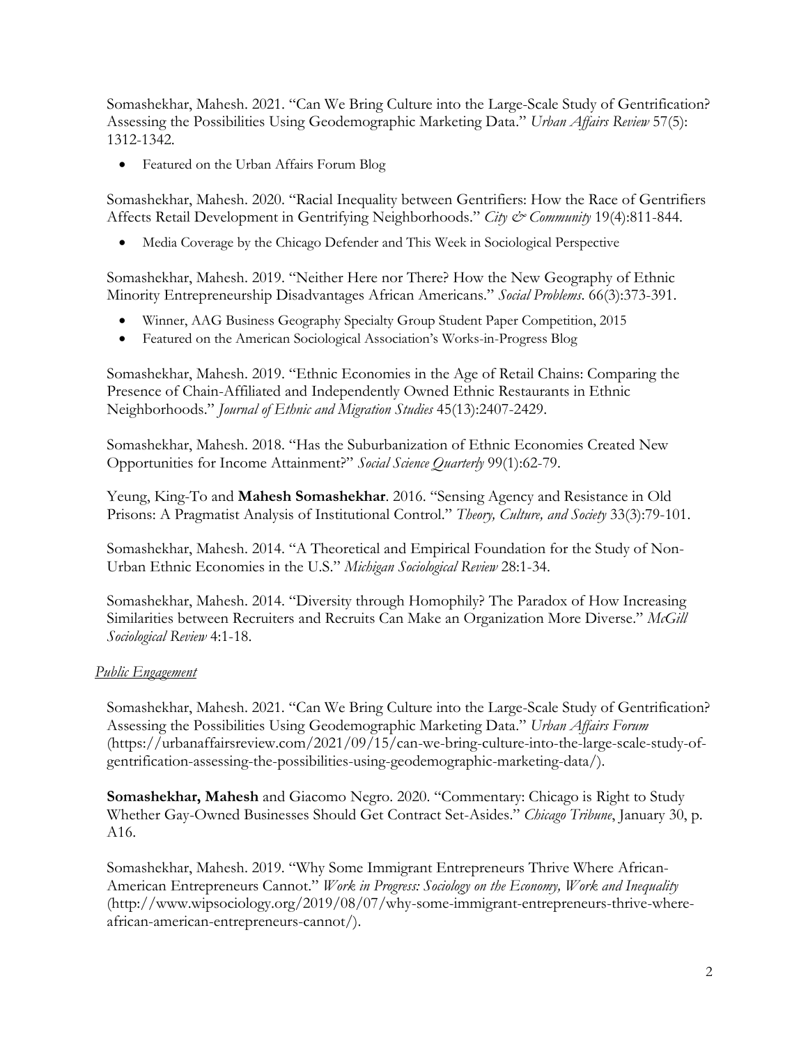Somashekhar, Mahesh. 2021. "Can We Bring Culture into the Large-Scale Study of Gentrification? Assessing the Possibilities Using Geodemographic Marketing Data." *Urban Affairs Review* 57(5): 1312-1342.

- Featured on the Urban Affairs Forum Blog

Somashekhar, Mahesh. 2020. "Racial Inequality between Gentrifiers: How the Race of Gentrifiers Affects Retail Development in Gentrifying Neighborhoods." *City & Community* 19(4):811-844.

- Media Coverage by the Chicago Defender and This Week in Sociological Perspective

Somashekhar, Mahesh. 2019. "Neither Here nor There? How the New Geography of Ethnic Minority Entrepreneurship Disadvantages African Americans." *Social Problems*. 66(3):373-391.

- Winner, AAG Business Geography Specialty Group Student Paper Competition, 2015
- Featured on the American Sociological Association's Works-in-Progress Blog

Somashekhar, Mahesh. 2019. "Ethnic Economies in the Age of Retail Chains: Comparing the Presence of Chain-Affiliated and Independently Owned Ethnic Restaurants in Ethnic Neighborhoods." *Journal of Ethnic and Migration Studies* 45(13):2407-2429.

Somashekhar, Mahesh. 2018. "Has the Suburbanization of Ethnic Economies Created New Opportunities for Income Attainment?" *Social Science Quarterly* 99(1):62-79.

Yeung, King-To and **Mahesh Somashekhar**. 2016. "Sensing Agency and Resistance in Old Prisons: A Pragmatist Analysis of Institutional Control." *Theory, Culture, and Society* 33(3):79-101.

Somashekhar, Mahesh. 2014. "A Theoretical and Empirical Foundation for the Study of Non-Urban Ethnic Economies in the U.S." *Michigan Sociological Review* 28:1-34.

Somashekhar, Mahesh. 2014. "Diversity through Homophily? The Paradox of How Increasing Similarities between Recruiters and Recruits Can Make an Organization More Diverse." *McGill Sociological Review* 4:1-18.

*Public Engagement*

Somashekhar, Mahesh. 2021. "Can We Bring Culture into the Large-Scale Study of Gentrification? Assessing the Possibilities Using Geodemographic Marketing Data." *Urban Affairs Forum* (https://urbanaffairsreview.com/2021/09/15/can-we-bring-culture-into-the-large-scale-study-of-gentrification-assessing-the-possibilities-using-geodemographic-marketing-data/).

**Somashekhar, Mahesh** and Giacomo Negro. 2020. "Commentary: Chicago is Right to Study Whether Gay-Owned Businesses Should Get Contract Set-Asides." *Chicago Tribune*, January 30, p. A16.

Somashekhar, Mahesh. 2019. "Why Some Immigrant Entrepreneurs Thrive Where African-American Entrepreneurs Cannot." *Work in Progress: Sociology on the Economy, Work and Inequality* (http://www.wipsociology.org/2019/08/07/why-some-immigrant-entrepreneurs-thrive-where-african-american-entrepreneurs-cannot/).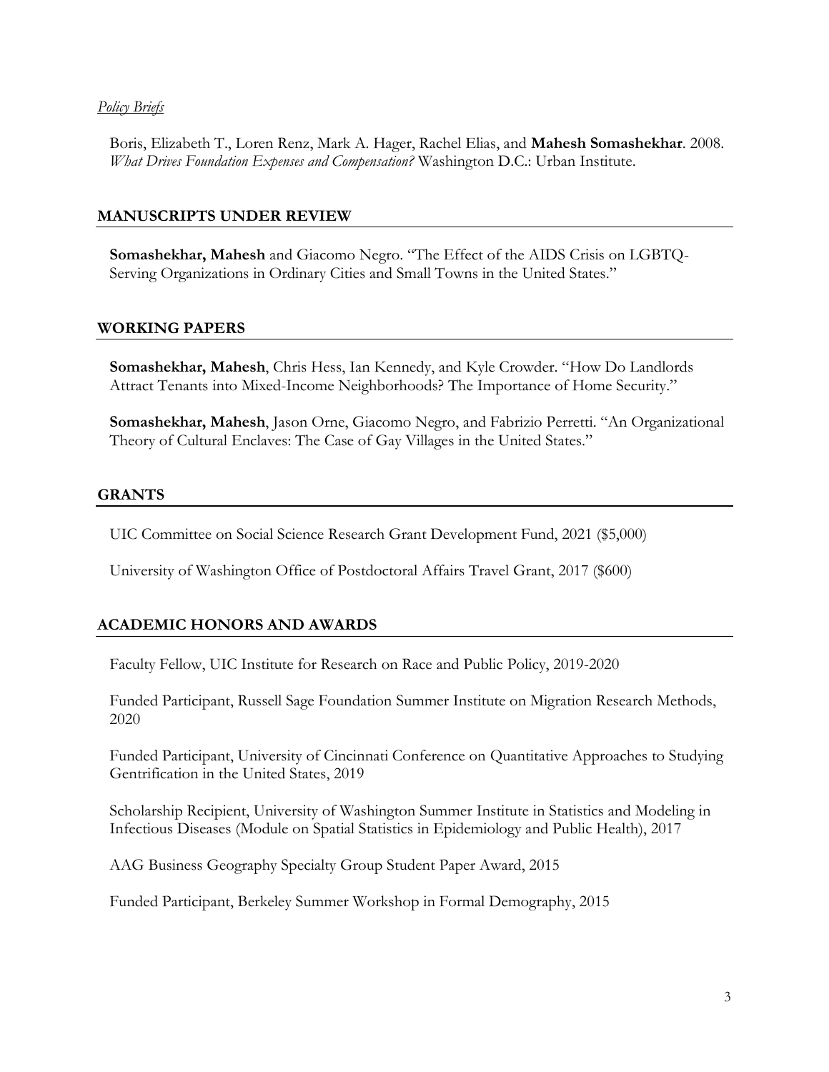*Policy Briefs*

Boris, Elizabeth T., Loren Renz, Mark A. Hager, Rachel Elias, and **Mahesh Somashekhar**. 2008. *What Drives Foundation Expenses and Compensation?* Washington D.C.: Urban Institute.

## MANUSCRIPTS UNDER REVIEW

**Somashekhar, Mahesh** and Giacomo Negro. "The Effect of the AIDS Crisis on LGBTQ-Serving Organizations in Ordinary Cities and Small Towns in the United States."

## WORKING PAPERS

**Somashekhar, Mahesh**, Chris Hess, Ian Kennedy, and Kyle Crowder. "How Do Landlords Attract Tenants into Mixed-Income Neighborhoods? The Importance of Home Security."

**Somashekhar, Mahesh**, Jason Orne, Giacomo Negro, and Fabrizio Perretti. "An Organizational Theory of Cultural Enclaves: The Case of Gay Villages in the United States."

## GRANTS

UIC Committee on Social Science Research Grant Development Fund, 2021 ($5,000)

University of Washington Office of Postdoctoral Affairs Travel Grant, 2017 ($600)

## ACADEMIC HONORS AND AWARDS

Faculty Fellow, UIC Institute for Research on Race and Public Policy, 2019-2020

Funded Participant, Russell Sage Foundation Summer Institute on Migration Research Methods, 2020

Funded Participant, University of Cincinnati Conference on Quantitative Approaches to Studying Gentrification in the United States, 2019

Scholarship Recipient, University of Washington Summer Institute in Statistics and Modeling in Infectious Diseases (Module on Spatial Statistics in Epidemiology and Public Health), 2017

AAG Business Geography Specialty Group Student Paper Award, 2015

Funded Participant, Berkeley Summer Workshop in Formal Demography, 2015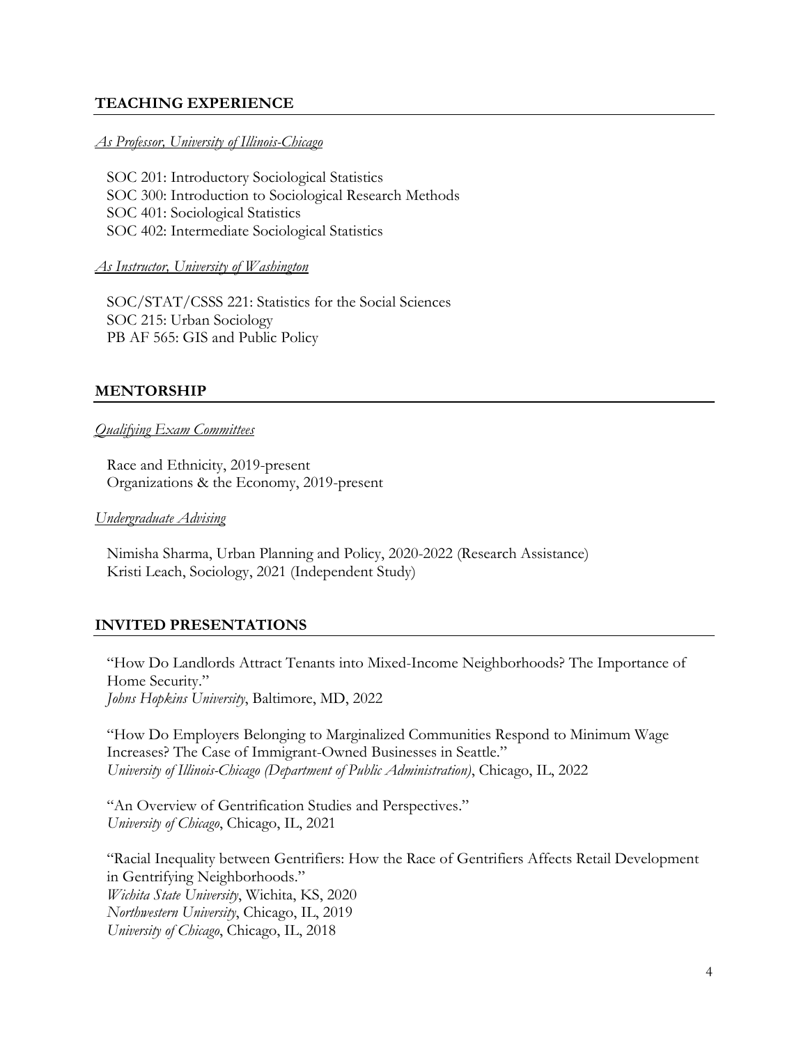## TEACHING EXPERIENCE

*As Professor, University of Illinois-Chicago*

SOC 201: Introductory Sociological Statistics
SOC 300: Introduction to Sociological Research Methods
SOC 401: Sociological Statistics
SOC 402: Intermediate Sociological Statistics

*As Instructor, University of Washington*

SOC/STAT/CSSS 221: Statistics for the Social Sciences
SOC 215: Urban Sociology
PB AF 565: GIS and Public Policy

## MENTORSHIP

*Qualifying Exam Committees*

Race and Ethnicity, 2019-present
Organizations & the Economy, 2019-present

*Undergraduate Advising*

Nimisha Sharma, Urban Planning and Policy, 2020-2022 (Research Assistance)
Kristi Leach, Sociology, 2021 (Independent Study)

## INVITED PRESENTATIONS

"How Do Landlords Attract Tenants into Mixed-Income Neighborhoods? The Importance of Home Security."
*Johns Hopkins University*, Baltimore, MD, 2022

"How Do Employers Belonging to Marginalized Communities Respond to Minimum Wage Increases? The Case of Immigrant-Owned Businesses in Seattle."
*University of Illinois-Chicago (Department of Public Administration)*, Chicago, IL, 2022

"An Overview of Gentrification Studies and Perspectives."
*University of Chicago*, Chicago, IL, 2021

"Racial Inequality between Gentrifiers: How the Race of Gentrifiers Affects Retail Development in Gentrifying Neighborhoods."
*Wichita State University*, Wichita, KS, 2020
*Northwestern University*, Chicago, IL, 2019
*University of Chicago*, Chicago, IL, 2018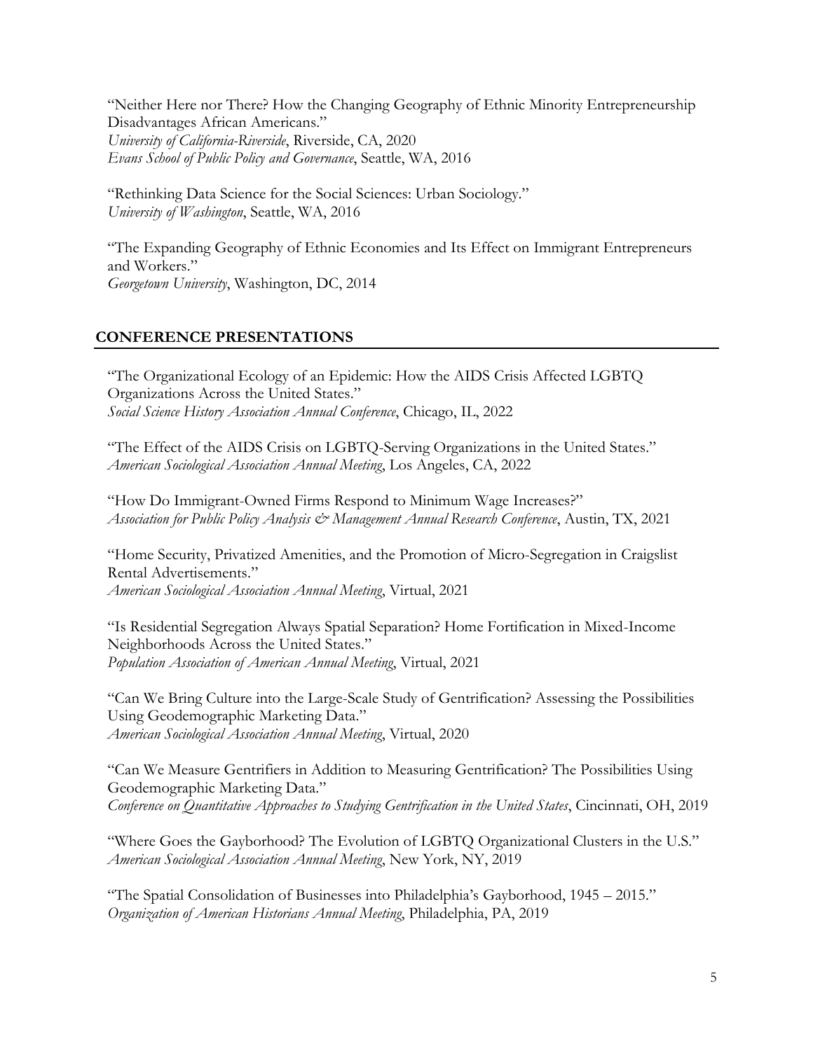"Neither Here nor There? How the Changing Geography of Ethnic Minority Entrepreneurship Disadvantages African Americans."
*University of California-Riverside*, Riverside, CA, 2020
*Evans School of Public Policy and Governance*, Seattle, WA, 2016

"Rethinking Data Science for the Social Sciences: Urban Sociology."
*University of Washington*, Seattle, WA, 2016

"The Expanding Geography of Ethnic Economies and Its Effect on Immigrant Entrepreneurs and Workers."
*Georgetown University*, Washington, DC, 2014

## CONFERENCE PRESENTATIONS

"The Organizational Ecology of an Epidemic: How the AIDS Crisis Affected LGBTQ Organizations Across the United States."
*Social Science History Association Annual Conference*, Chicago, IL, 2022

"The Effect of the AIDS Crisis on LGBTQ-Serving Organizations in the United States."
*American Sociological Association Annual Meeting*, Los Angeles, CA, 2022

"How Do Immigrant-Owned Firms Respond to Minimum Wage Increases?"
*Association for Public Policy Analysis & Management Annual Research Conference*, Austin, TX, 2021

"Home Security, Privatized Amenities, and the Promotion of Micro-Segregation in Craigslist Rental Advertisements."
*American Sociological Association Annual Meeting*, Virtual, 2021

"Is Residential Segregation Always Spatial Separation? Home Fortification in Mixed-Income Neighborhoods Across the United States."
*Population Association of American Annual Meeting*, Virtual, 2021

"Can We Bring Culture into the Large-Scale Study of Gentrification? Assessing the Possibilities Using Geodemographic Marketing Data."
*American Sociological Association Annual Meeting*, Virtual, 2020

"Can We Measure Gentrifiers in Addition to Measuring Gentrification? The Possibilities Using Geodemographic Marketing Data."
*Conference on Quantitative Approaches to Studying Gentrification in the United States*, Cincinnati, OH, 2019

"Where Goes the Gayborhood? The Evolution of LGBTQ Organizational Clusters in the U.S."
*American Sociological Association Annual Meeting*, New York, NY, 2019

"The Spatial Consolidation of Businesses into Philadelphia's Gayborhood, 1945 – 2015."
*Organization of American Historians Annual Meeting*, Philadelphia, PA, 2019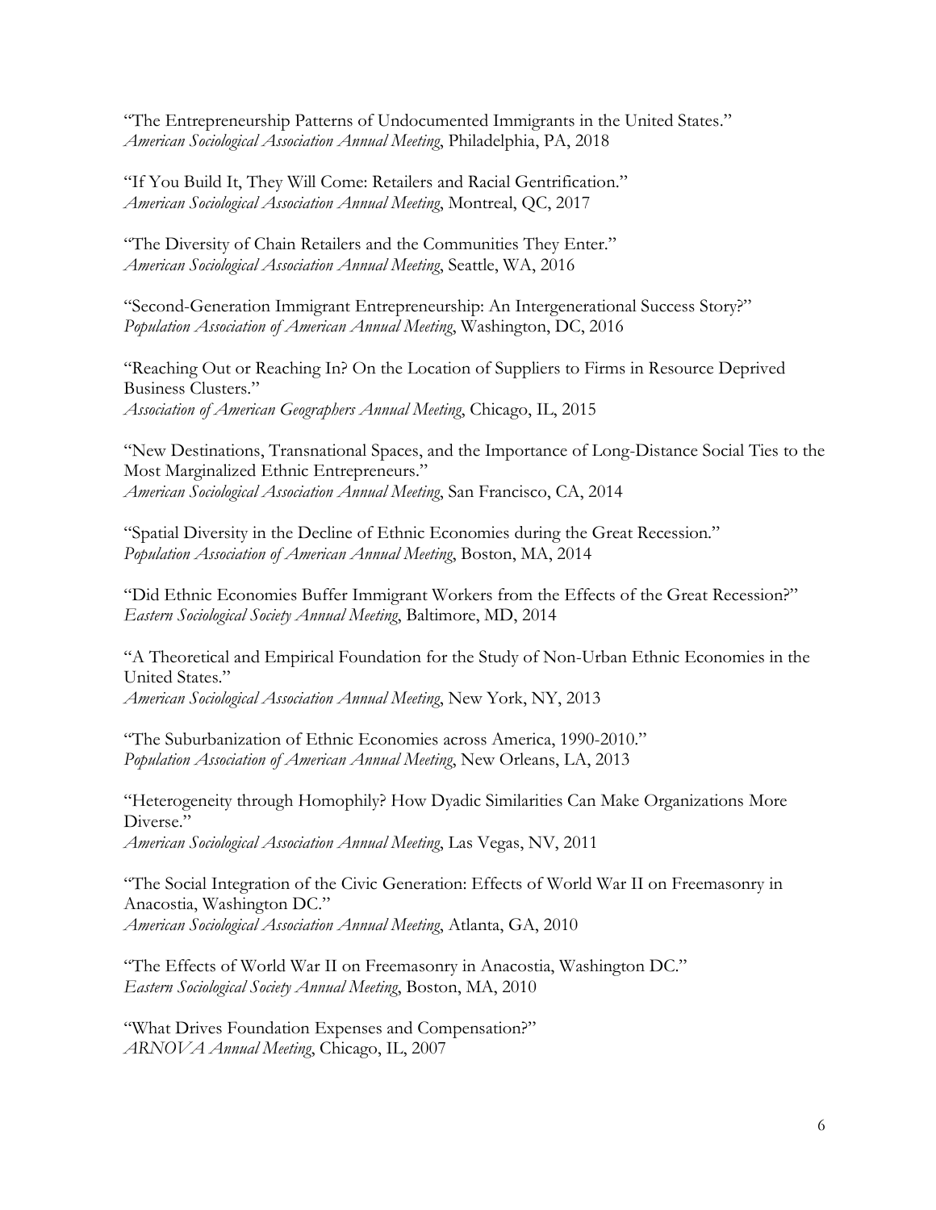"The Entrepreneurship Patterns of Undocumented Immigrants in the United States."
*American Sociological Association Annual Meeting*, Philadelphia, PA, 2018

"If You Build It, They Will Come: Retailers and Racial Gentrification."
*American Sociological Association Annual Meeting*, Montreal, QC, 2017

"The Diversity of Chain Retailers and the Communities They Enter."
*American Sociological Association Annual Meeting*, Seattle, WA, 2016

"Second-Generation Immigrant Entrepreneurship: An Intergenerational Success Story?"
*Population Association of American Annual Meeting*, Washington, DC, 2016

"Reaching Out or Reaching In? On the Location of Suppliers to Firms in Resource Deprived Business Clusters."
*Association of American Geographers Annual Meeting*, Chicago, IL, 2015

"New Destinations, Transnational Spaces, and the Importance of Long-Distance Social Ties to the Most Marginalized Ethnic Entrepreneurs."
*American Sociological Association Annual Meeting*, San Francisco, CA, 2014

"Spatial Diversity in the Decline of Ethnic Economies during the Great Recession."
*Population Association of American Annual Meeting*, Boston, MA, 2014

"Did Ethnic Economies Buffer Immigrant Workers from the Effects of the Great Recession?"
*Eastern Sociological Society Annual Meeting*, Baltimore, MD, 2014

"A Theoretical and Empirical Foundation for the Study of Non-Urban Ethnic Economies in the United States."
*American Sociological Association Annual Meeting*, New York, NY, 2013

"The Suburbanization of Ethnic Economies across America, 1990-2010."
*Population Association of American Annual Meeting*, New Orleans, LA, 2013

"Heterogeneity through Homophily? How Dyadic Similarities Can Make Organizations More Diverse."
*American Sociological Association Annual Meeting*, Las Vegas, NV, 2011

"The Social Integration of the Civic Generation: Effects of World War II on Freemasonry in Anacostia, Washington DC."
*American Sociological Association Annual Meeting*, Atlanta, GA, 2010

"The Effects of World War II on Freemasonry in Anacostia, Washington DC."
*Eastern Sociological Society Annual Meeting*, Boston, MA, 2010

"What Drives Foundation Expenses and Compensation?"
*ARNOVA Annual Meeting*, Chicago, IL, 2007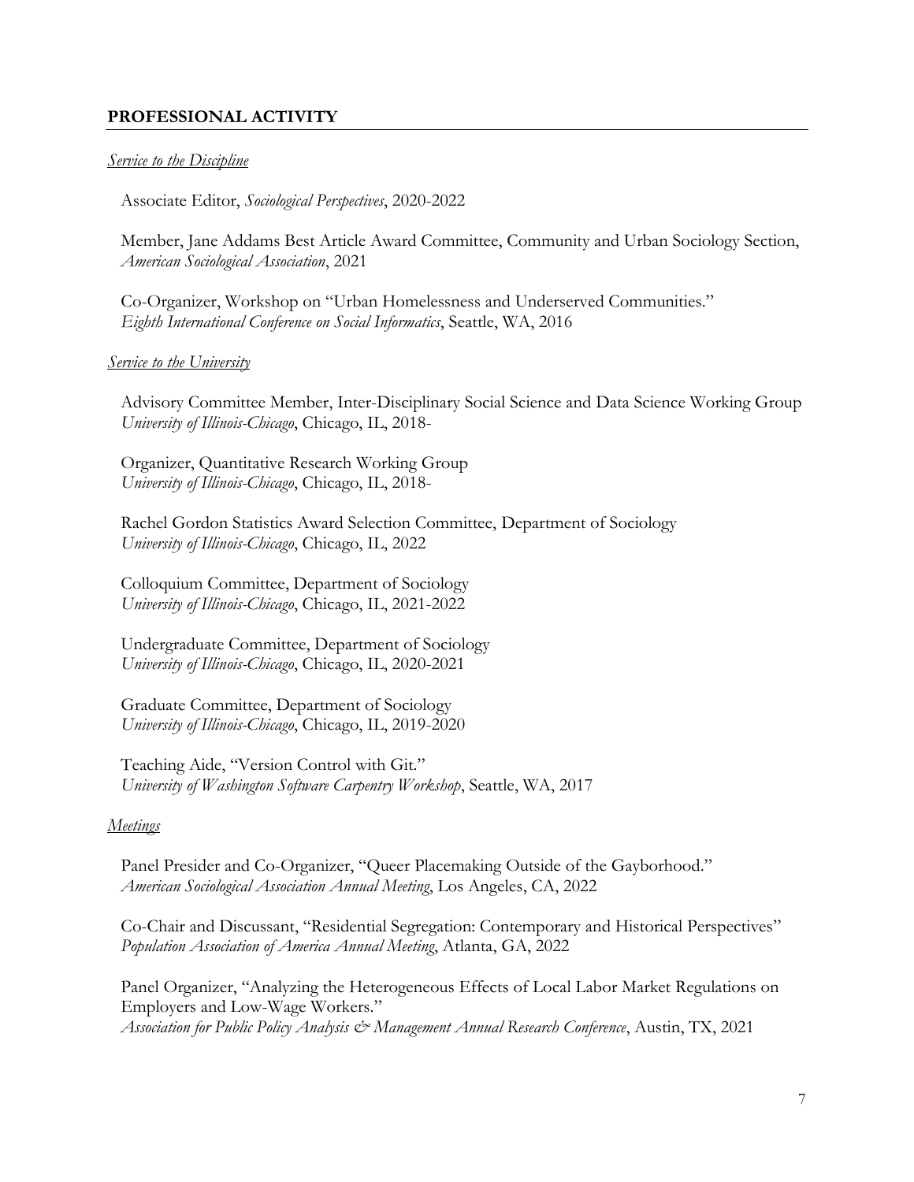## PROFESSIONAL ACTIVITY

*Service to the Discipline*

Associate Editor, *Sociological Perspectives*, 2020-2022

Member, Jane Addams Best Article Award Committee, Community and Urban Sociology Section, *American Sociological Association*, 2021

Co-Organizer, Workshop on "Urban Homelessness and Underserved Communities." *Eighth International Conference on Social Informatics*, Seattle, WA, 2016

*Service to the University*

Advisory Committee Member, Inter-Disciplinary Social Science and Data Science Working Group
*University of Illinois-Chicago*, Chicago, IL, 2018-

Organizer, Quantitative Research Working Group
*University of Illinois-Chicago*, Chicago, IL, 2018-

Rachel Gordon Statistics Award Selection Committee, Department of Sociology
*University of Illinois-Chicago*, Chicago, IL, 2022

Colloquium Committee, Department of Sociology
*University of Illinois-Chicago*, Chicago, IL, 2021-2022

Undergraduate Committee, Department of Sociology
*University of Illinois-Chicago*, Chicago, IL, 2020-2021

Graduate Committee, Department of Sociology
*University of Illinois-Chicago*, Chicago, IL, 2019-2020

Teaching Aide, "Version Control with Git."
*University of Washington Software Carpentry Workshop*, Seattle, WA, 2017

*Meetings*

Panel Presider and Co-Organizer, "Queer Placemaking Outside of the Gayborhood."
*American Sociological Association Annual Meeting*, Los Angeles, CA, 2022

Co-Chair and Discussant, "Residential Segregation: Contemporary and Historical Perspectives"
*Population Association of America Annual Meeting*, Atlanta, GA, 2022

Panel Organizer, "Analyzing the Heterogeneous Effects of Local Labor Market Regulations on Employers and Low-Wage Workers."
*Association for Public Policy Analysis & Management Annual Research Conference*, Austin, TX, 2021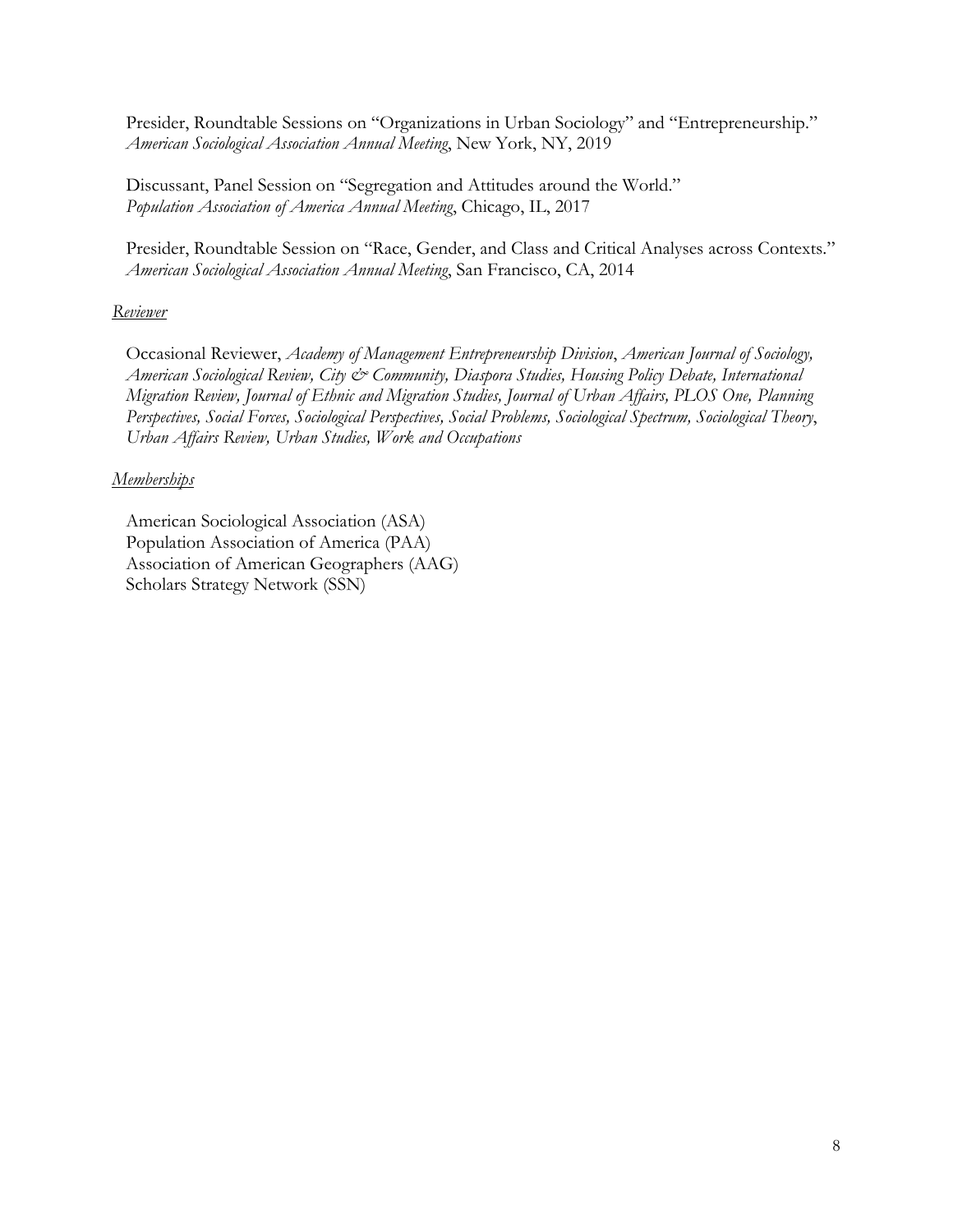Presider, Roundtable Sessions on "Organizations in Urban Sociology" and "Entrepreneurship."
*American Sociological Association Annual Meeting*, New York, NY, 2019

Discussant, Panel Session on "Segregation and Attitudes around the World."
*Population Association of America Annual Meeting*, Chicago, IL, 2017

Presider, Roundtable Session on "Race, Gender, and Class and Critical Analyses across Contexts."
*American Sociological Association Annual Meeting*, San Francisco, CA, 2014

### *Reviewer*

Occasional Reviewer, *Academy of Management Entrepreneurship Division*, *American Journal of Sociology, American Sociological Review, City & Community, Diaspora Studies, Housing Policy Debate, International Migration Review, Journal of Ethnic and Migration Studies, Journal of Urban Affairs, PLOS One, Planning Perspectives, Social Forces, Sociological Perspectives, Social Problems, Sociological Spectrum, Sociological Theory*, *Urban Affairs Review, Urban Studies, Work and Occupations*

### *Memberships*

American Sociological Association (ASA)
Population Association of America (PAA)
Association of American Geographers (AAG)
Scholars Strategy Network (SSN)